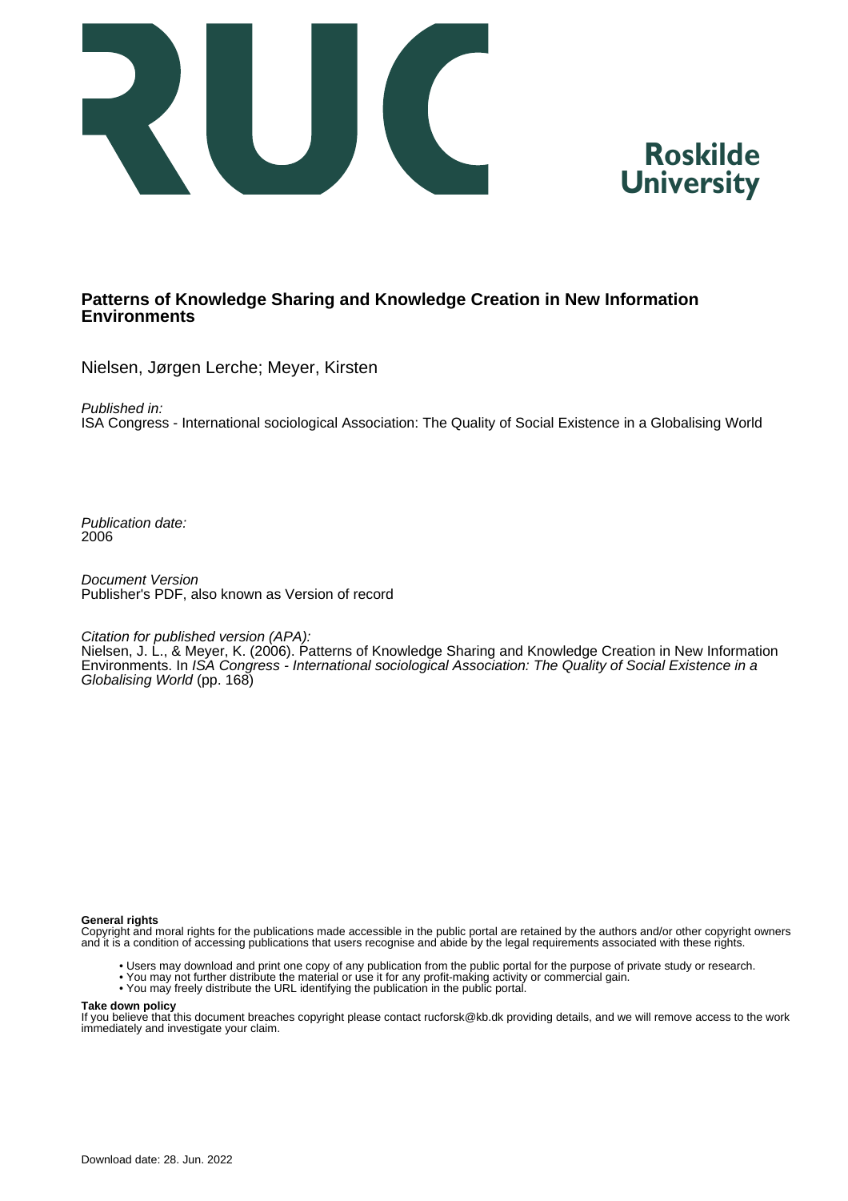# Patterns of Knowledge Sharing and Knowledge Creation in New Information Environments

Nielsen, Jørgen Lerche; Meyer, Kirsten

*Published in:*
ISA Congress - International sociological Association: The Quality of Social Existence in a Globalising World

*Publication date:*
2006

*Document Version*
Publisher's PDF, also known as Version of record

*Citation for published version (APA):*
Nielsen, J. L., & Meyer, K. (2006). Patterns of Knowledge Sharing and Knowledge Creation in New Information Environments. In *ISA Congress - International sociological Association: The Quality of Social Existence in a Globalising World* (pp. 168)

**General rights**
Copyright and moral rights for the publications made accessible in the public portal are retained by the authors and/or other copyright owners and it is a condition of accessing publications that users recognise and abide by the legal requirements associated with these rights.

- Users may download and print one copy of any publication from the public portal for the purpose of private study or research.
- You may not further distribute the material or use it for any profit-making activity or commercial gain.
- You may freely distribute the URL identifying the publication in the public portal.

**Take down policy**
If you believe that this document breaches copyright please contact rucforsk@kb.dk providing details, and we will remove access to the work immediately and investigate your claim.

Download date: 28. Jun. 2022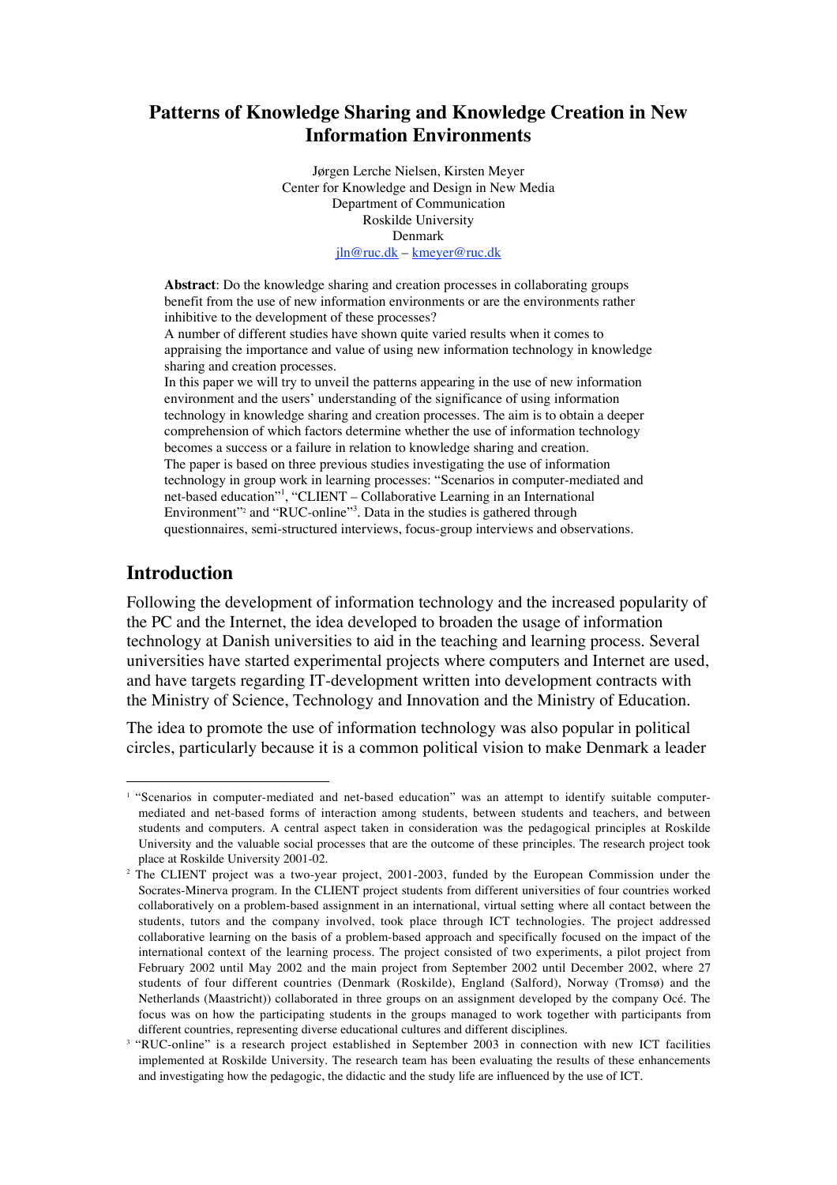# Patterns of Knowledge Sharing and Knowledge Creation in New Information Environments

Jørgen Lerche Nielsen, Kirsten Meyer
Center for Knowledge and Design in New Media
Department of Communication
Roskilde University
Denmark
jln@ruc.dk – kmeyer@ruc.dk

**Abstract**: Do the knowledge sharing and creation processes in collaborating groups benefit from the use of new information environments or are the environments rather inhibitive to the development of these processes?

A number of different studies have shown quite varied results when it comes to appraising the importance and value of using new information technology in knowledge sharing and creation processes.

In this paper we will try to unveil the patterns appearing in the use of new information environment and the users' understanding of the significance of using information technology in knowledge sharing and creation processes. The aim is to obtain a deeper comprehension of which factors determine whether the use of information technology becomes a success or a failure in relation to knowledge sharing and creation.

The paper is based on three previous studies investigating the use of information technology in group work in learning processes: "Scenarios in computer-mediated and net-based education"[1], "CLIENT – Collaborative Learning in an International Environment"[2] and "RUC-online"[3]. Data in the studies is gathered through questionnaires, semi-structured interviews, focus-group interviews and observations.

## Introduction

Following the development of information technology and the increased popularity of the PC and the Internet, the idea developed to broaden the usage of information technology at Danish universities to aid in the teaching and learning process. Several universities have started experimental projects where computers and Internet are used, and have targets regarding IT-development written into development contracts with the Ministry of Science, Technology and Innovation and the Ministry of Education.

The idea to promote the use of information technology was also popular in political circles, particularly because it is a common political vision to make Denmark a leader

---

[1] "Scenarios in computer-mediated and net-based education" was an attempt to identify suitable computer-mediated and net-based forms of interaction among students, between students and teachers, and between students and computers. A central aspect taken in consideration was the pedagogical principles at Roskilde University and the valuable social processes that are the outcome of these principles. The research project took place at Roskilde University 2001-02.

[2] The CLIENT project was a two-year project, 2001-2003, funded by the European Commission under the Socrates-Minerva program. In the CLIENT project students from different universities of four countries worked collaboratively on a problem-based assignment in an international, virtual setting where all contact between the students, tutors and the company involved, took place through ICT technologies. The project addressed collaborative learning on the basis of a problem-based approach and specifically focused on the impact of the international context of the learning process. The project consisted of two experiments, a pilot project from February 2002 until May 2002 and the main project from September 2002 until December 2002, where 27 students of four different countries (Denmark (Roskilde), England (Salford), Norway (Tromsø) and the Netherlands (Maastricht)) collaborated in three groups on an assignment developed by the company Océ. The focus was on how the participating students in the groups managed to work together with participants from different countries, representing diverse educational cultures and different disciplines.

[3] "RUC-online" is a research project established in September 2003 in connection with new ICT facilities implemented at Roskilde University. The research team has been evaluating the results of these enhancements and investigating how the pedagogic, the didactic and the study life are influenced by the use of ICT.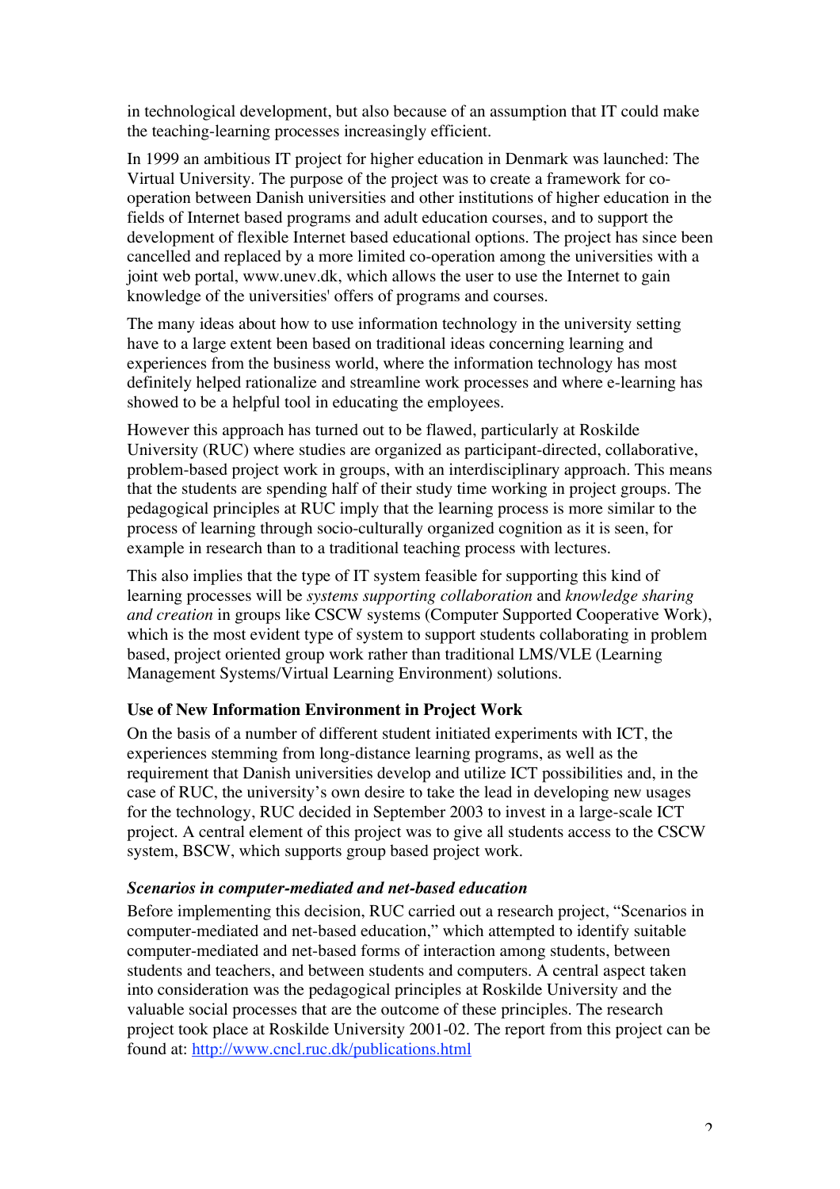in technological development, but also because of an assumption that IT could make the teaching-learning processes increasingly efficient.

In 1999 an ambitious IT project for higher education in Denmark was launched: The Virtual University. The purpose of the project was to create a framework for co-operation between Danish universities and other institutions of higher education in the fields of Internet based programs and adult education courses, and to support the development of flexible Internet based educational options. The project has since been cancelled and replaced by a more limited co-operation among the universities with a joint web portal, www.unev.dk, which allows the user to use the Internet to gain knowledge of the universities' offers of programs and courses.

The many ideas about how to use information technology in the university setting have to a large extent been based on traditional ideas concerning learning and experiences from the business world, where the information technology has most definitely helped rationalize and streamline work processes and where e-learning has showed to be a helpful tool in educating the employees.

However this approach has turned out to be flawed, particularly at Roskilde University (RUC) where studies are organized as participant-directed, collaborative, problem-based project work in groups, with an interdisciplinary approach. This means that the students are spending half of their study time working in project groups. The pedagogical principles at RUC imply that the learning process is more similar to the process of learning through socio-culturally organized cognition as it is seen, for example in research than to a traditional teaching process with lectures.

This also implies that the type of IT system feasible for supporting this kind of learning processes will be *systems supporting collaboration* and *knowledge sharing and creation* in groups like CSCW systems (Computer Supported Cooperative Work), which is the most evident type of system to support students collaborating in problem based, project oriented group work rather than traditional LMS/VLE (Learning Management Systems/Virtual Learning Environment) solutions.

## Use of New Information Environment in Project Work

On the basis of a number of different student initiated experiments with ICT, the experiences stemming from long-distance learning programs, as well as the requirement that Danish universities develop and utilize ICT possibilities and, in the case of RUC, the university's own desire to take the lead in developing new usages for the technology, RUC decided in September 2003 to invest in a large-scale ICT project. A central element of this project was to give all students access to the CSCW system, BSCW, which supports group based project work.

### *Scenarios in computer-mediated and net-based education*

Before implementing this decision, RUC carried out a research project, "Scenarios in computer-mediated and net-based education," which attempted to identify suitable computer-mediated and net-based forms of interaction among students, between students and teachers, and between students and computers. A central aspect taken into consideration was the pedagogical principles at Roskilde University and the valuable social processes that are the outcome of these principles. The research project took place at Roskilde University 2001-02. The report from this project can be found at: http://www.cncl.ruc.dk/publications.html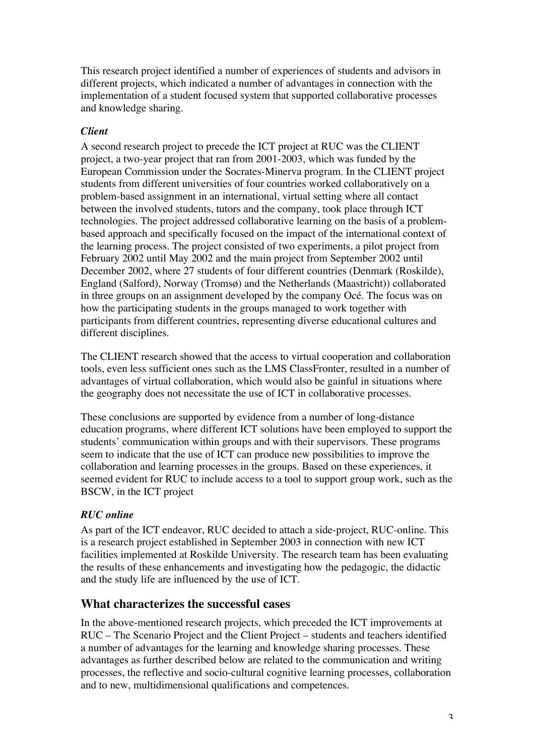This research project identified a number of experiences of students and advisors in different projects, which indicated a number of advantages in connection with the implementation of a student focused system that supported collaborative processes and knowledge sharing.

### *Client*

A second research project to precede the ICT project at RUC was the CLIENT project, a two-year project that ran from 2001-2003, which was funded by the European Commission under the Socrates-Minerva program. In the CLIENT project students from different universities of four countries worked collaboratively on a problem-based assignment in an international, virtual setting where all contact between the involved students, tutors and the company, took place through ICT technologies. The project addressed collaborative learning on the basis of a problem-based approach and specifically focused on the impact of the international context of the learning process. The project consisted of two experiments, a pilot project from February 2002 until May 2002 and the main project from September 2002 until December 2002, where 27 students of four different countries (Denmark (Roskilde), England (Salford), Norway (Tromsø) and the Netherlands (Maastricht)) collaborated in three groups on an assignment developed by the company Océ. The focus was on how the participating students in the groups managed to work together with participants from different countries, representing diverse educational cultures and different disciplines.

The CLIENT research showed that the access to virtual cooperation and collaboration tools, even less sufficient ones such as the LMS ClassFronter, resulted in a number of advantages of virtual collaboration, which would also be gainful in situations where the geography does not necessitate the use of ICT in collaborative processes.

These conclusions are supported by evidence from a number of long-distance education programs, where different ICT solutions have been employed to support the students' communication within groups and with their supervisors. These programs seem to indicate that the use of ICT can produce new possibilities to improve the collaboration and learning processes in the groups. Based on these experiences, it seemed evident for RUC to include access to a tool to support group work, such as the BSCW, in the ICT project

### *RUC online*

As part of the ICT endeavor, RUC decided to attach a side-project, RUC-online. This is a research project established in September 2003 in connection with new ICT facilities implemented at Roskilde University. The research team has been evaluating the results of these enhancements and investigating how the pedagogic, the didactic and the study life are influenced by the use of ICT.

## What characterizes the successful cases

In the above-mentioned research projects, which preceded the ICT improvements at RUC – The Scenario Project and the Client Project – students and teachers identified a number of advantages for the learning and knowledge sharing processes. These advantages as further described below are related to the communication and writing processes, the reflective and socio-cultural cognitive learning processes, collaboration and to new, multidimensional qualifications and competences.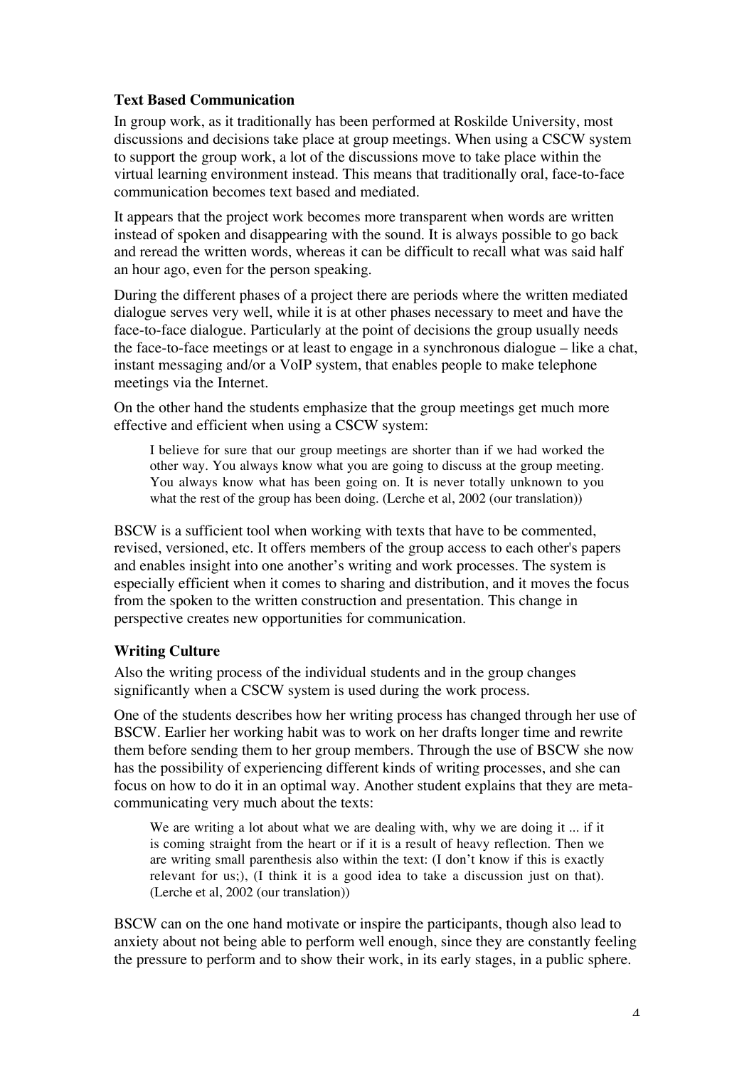### Text Based Communication

In group work, as it traditionally has been performed at Roskilde University, most discussions and decisions take place at group meetings. When using a CSCW system to support the group work, a lot of the discussions move to take place within the virtual learning environment instead. This means that traditionally oral, face-to-face communication becomes text based and mediated.

It appears that the project work becomes more transparent when words are written instead of spoken and disappearing with the sound. It is always possible to go back and reread the written words, whereas it can be difficult to recall what was said half an hour ago, even for the person speaking.

During the different phases of a project there are periods where the written mediated dialogue serves very well, while it is at other phases necessary to meet and have the face-to-face dialogue. Particularly at the point of decisions the group usually needs the face-to-face meetings or at least to engage in a synchronous dialogue – like a chat, instant messaging and/or a VoIP system, that enables people to make telephone meetings via the Internet.

On the other hand the students emphasize that the group meetings get much more effective and efficient when using a CSCW system:

> I believe for sure that our group meetings are shorter than if we had worked the other way. You always know what you are going to discuss at the group meeting. You always know what has been going on. It is never totally unknown to you what the rest of the group has been doing. (Lerche et al, 2002 (our translation))

BSCW is a sufficient tool when working with texts that have to be commented, revised, versioned, etc. It offers members of the group access to each other's papers and enables insight into one another's writing and work processes. The system is especially efficient when it comes to sharing and distribution, and it moves the focus from the spoken to the written construction and presentation. This change in perspective creates new opportunities for communication.

### Writing Culture

Also the writing process of the individual students and in the group changes significantly when a CSCW system is used during the work process.

One of the students describes how her writing process has changed through her use of BSCW. Earlier her working habit was to work on her drafts longer time and rewrite them before sending them to her group members. Through the use of BSCW she now has the possibility of experiencing different kinds of writing processes, and she can focus on how to do it in an optimal way. Another student explains that they are meta-communicating very much about the texts:

> We are writing a lot about what we are dealing with, why we are doing it ... if it is coming straight from the heart or if it is a result of heavy reflection. Then we are writing small parenthesis also within the text: (I don't know if this is exactly relevant for us;), (I think it is a good idea to take a discussion just on that). (Lerche et al, 2002 (our translation))

BSCW can on the one hand motivate or inspire the participants, though also lead to anxiety about not being able to perform well enough, since they are constantly feeling the pressure to perform and to show their work, in its early stages, in a public sphere.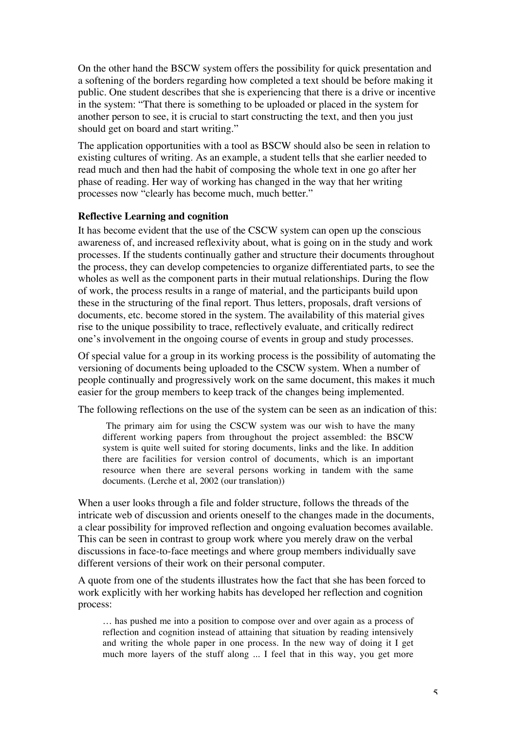On the other hand the BSCW system offers the possibility for quick presentation and a softening of the borders regarding how completed a text should be before making it public. One student describes that she is experiencing that there is a drive or incentive in the system: "That there is something to be uploaded or placed in the system for another person to see, it is crucial to start constructing the text, and then you just should get on board and start writing."

The application opportunities with a tool as BSCW should also be seen in relation to existing cultures of writing. As an example, a student tells that she earlier needed to read much and then had the habit of composing the whole text in one go after her phase of reading. Her way of working has changed in the way that her writing processes now "clearly has become much, much better."

**Reflective Learning and cognition**

It has become evident that the use of the CSCW system can open up the conscious awareness of, and increased reflexivity about, what is going on in the study and work processes. If the students continually gather and structure their documents throughout the process, they can develop competencies to organize differentiated parts, to see the wholes as well as the component parts in their mutual relationships. During the flow of work, the process results in a range of material, and the participants build upon these in the structuring of the final report. Thus letters, proposals, draft versions of documents, etc. become stored in the system. The availability of this material gives rise to the unique possibility to trace, reflectively evaluate, and critically redirect one's involvement in the ongoing course of events in group and study processes.

Of special value for a group in its working process is the possibility of automating the versioning of documents being uploaded to the CSCW system. When a number of people continually and progressively work on the same document, this makes it much easier for the group members to keep track of the changes being implemented.

The following reflections on the use of the system can be seen as an indication of this:

> The primary aim for using the CSCW system was our wish to have the many different working papers from throughout the project assembled: the BSCW system is quite well suited for storing documents, links and the like. In addition there are facilities for version control of documents, which is an important resource when there are several persons working in tandem with the same documents. (Lerche et al, 2002 (our translation))

When a user looks through a file and folder structure, follows the threads of the intricate web of discussion and orients oneself to the changes made in the documents, a clear possibility for improved reflection and ongoing evaluation becomes available. This can be seen in contrast to group work where you merely draw on the verbal discussions in face-to-face meetings and where group members individually save different versions of their work on their personal computer.

A quote from one of the students illustrates how the fact that she has been forced to work explicitly with her working habits has developed her reflection and cognition process:

> … has pushed me into a position to compose over and over again as a process of reflection and cognition instead of attaining that situation by reading intensively and writing the whole paper in one process. In the new way of doing it I get much more layers of the stuff along ... I feel that in this way, you get more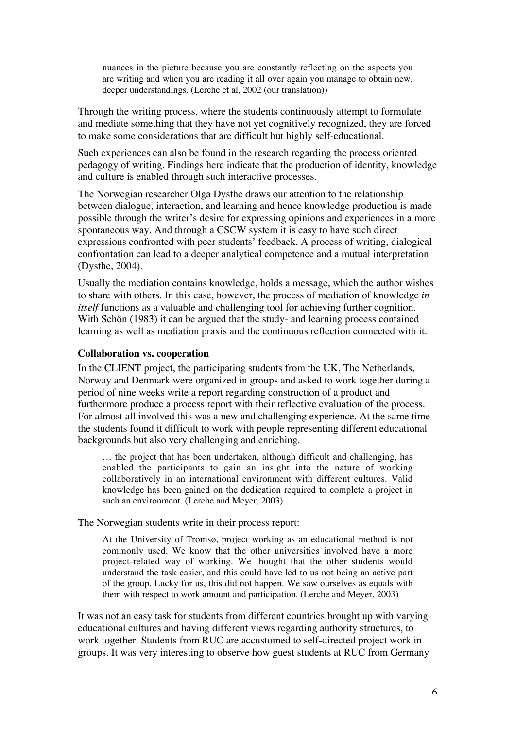> nuances in the picture because you are constantly reflecting on the aspects you are writing and when you are reading it all over again you manage to obtain new, deeper understandings. (Lerche et al, 2002 (our translation))

Through the writing process, where the students continuously attempt to formulate and mediate something that they have not yet cognitively recognized, they are forced to make some considerations that are difficult but highly self-educational.

Such experiences can also be found in the research regarding the process oriented pedagogy of writing. Findings here indicate that the production of identity, knowledge and culture is enabled through such interactive processes.

The Norwegian researcher Olga Dysthe draws our attention to the relationship between dialogue, interaction, and learning and hence knowledge production is made possible through the writer's desire for expressing opinions and experiences in a more spontaneous way. And through a CSCW system it is easy to have such direct expressions confronted with peer students' feedback. A process of writing, dialogical confrontation can lead to a deeper analytical competence and a mutual interpretation (Dysthe, 2004).

Usually the mediation contains knowledge, holds a message, which the author wishes to share with others. In this case, however, the process of mediation of knowledge *in itself* functions as a valuable and challenging tool for achieving further cognition. With Schön (1983) it can be argued that the study- and learning process contained learning as well as mediation praxis and the continuous reflection connected with it.

### Collaboration vs. cooperation

In the CLIENT project, the participating students from the UK, The Netherlands, Norway and Denmark were organized in groups and asked to work together during a period of nine weeks write a report regarding construction of a product and furthermore produce a process report with their reflective evaluation of the process. For almost all involved this was a new and challenging experience. At the same time the students found it difficult to work with people representing different educational backgrounds but also very challenging and enriching.

> … the project that has been undertaken, although difficult and challenging, has enabled the participants to gain an insight into the nature of working collaboratively in an international environment with different cultures. Valid knowledge has been gained on the dedication required to complete a project in such an environment. (Lerche and Meyer, 2003)

The Norwegian students write in their process report:

> At the University of Tromsø, project working as an educational method is not commonly used. We know that the other universities involved have a more project-related way of working. We thought that the other students would understand the task easier, and this could have led to us not being an active part of the group. Lucky for us, this did not happen. We saw ourselves as equals with them with respect to work amount and participation. (Lerche and Meyer, 2003)

It was not an easy task for students from different countries brought up with varying educational cultures and having different views regarding authority structures, to work together. Students from RUC are accustomed to self-directed project work in groups. It was very interesting to observe how guest students at RUC from Germany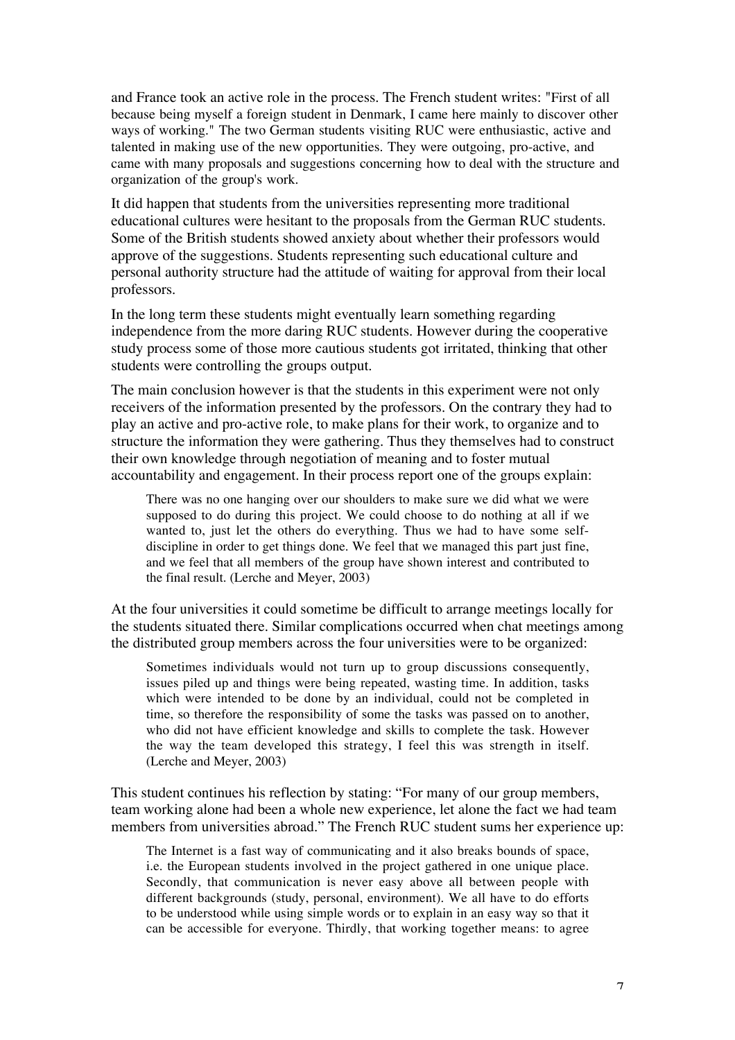and France took an active role in the process. The French student writes: "First of all because being myself a foreign student in Denmark, I came here mainly to discover other ways of working." The two German students visiting RUC were enthusiastic, active and talented in making use of the new opportunities. They were outgoing, pro-active, and came with many proposals and suggestions concerning how to deal with the structure and organization of the group's work.

It did happen that students from the universities representing more traditional educational cultures were hesitant to the proposals from the German RUC students. Some of the British students showed anxiety about whether their professors would approve of the suggestions. Students representing such educational culture and personal authority structure had the attitude of waiting for approval from their local professors.

In the long term these students might eventually learn something regarding independence from the more daring RUC students. However during the cooperative study process some of those more cautious students got irritated, thinking that other students were controlling the groups output.

The main conclusion however is that the students in this experiment were not only receivers of the information presented by the professors. On the contrary they had to play an active and pro-active role, to make plans for their work, to organize and to structure the information they were gathering. Thus they themselves had to construct their own knowledge through negotiation of meaning and to foster mutual accountability and engagement. In their process report one of the groups explain:

> There was no one hanging over our shoulders to make sure we did what we were supposed to do during this project. We could choose to do nothing at all if we wanted to, just let the others do everything. Thus we had to have some self-discipline in order to get things done. We feel that we managed this part just fine, and we feel that all members of the group have shown interest and contributed to the final result. (Lerche and Meyer, 2003)

At the four universities it could sometime be difficult to arrange meetings locally for the students situated there. Similar complications occurred when chat meetings among the distributed group members across the four universities were to be organized:

> Sometimes individuals would not turn up to group discussions consequently, issues piled up and things were being repeated, wasting time. In addition, tasks which were intended to be done by an individual, could not be completed in time, so therefore the responsibility of some the tasks was passed on to another, who did not have efficient knowledge and skills to complete the task. However the way the team developed this strategy, I feel this was strength in itself. (Lerche and Meyer, 2003)

This student continues his reflection by stating: “For many of our group members, team working alone had been a whole new experience, let alone the fact we had team members from universities abroad.” The French RUC student sums her experience up:

> The Internet is a fast way of communicating and it also breaks bounds of space, i.e. the European students involved in the project gathered in one unique place. Secondly, that communication is never easy above all between people with different backgrounds (study, personal, environment). We all have to do efforts to be understood while using simple words or to explain in an easy way so that it can be accessible for everyone. Thirdly, that working together means: to agree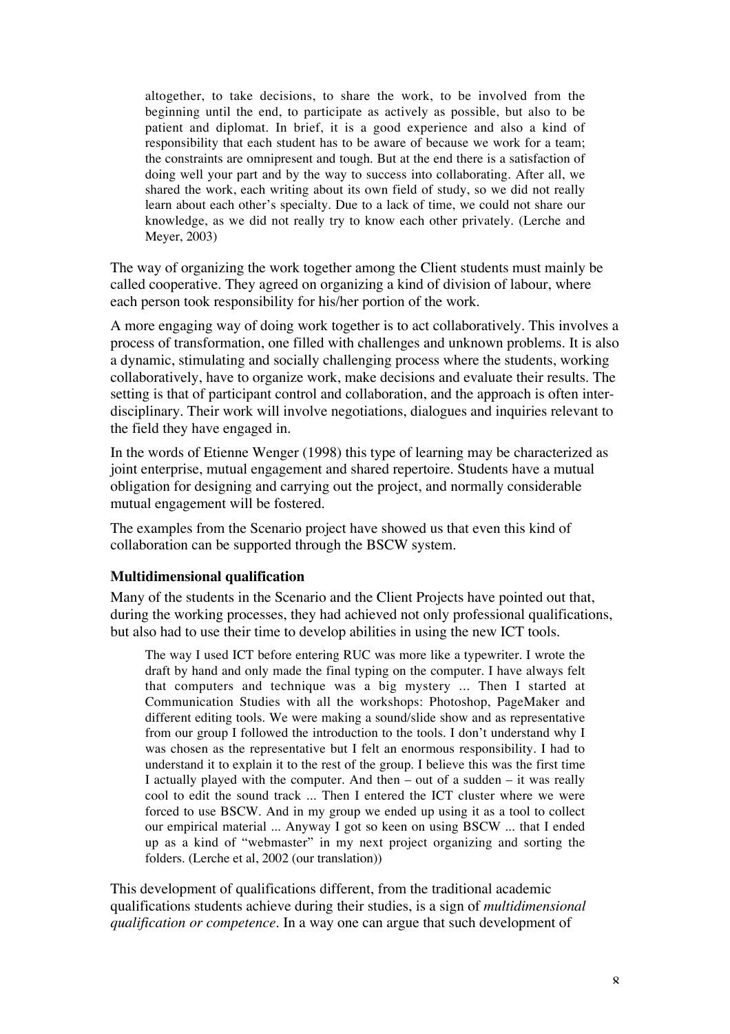> altogether, to take decisions, to share the work, to be involved from the beginning until the end, to participate as actively as possible, but also to be patient and diplomat. In brief, it is a good experience and also a kind of responsibility that each student has to be aware of because we work for a team; the constraints are omnipresent and tough. But at the end there is a satisfaction of doing well your part and by the way to success into collaborating. After all, we shared the work, each writing about its own field of study, so we did not really learn about each other's specialty. Due to a lack of time, we could not share our knowledge, as we did not really try to know each other privately. (Lerche and Meyer, 2003)

The way of organizing the work together among the Client students must mainly be called cooperative. They agreed on organizing a kind of division of labour, where each person took responsibility for his/her portion of the work.

A more engaging way of doing work together is to act collaboratively. This involves a process of transformation, one filled with challenges and unknown problems. It is also a dynamic, stimulating and socially challenging process where the students, working collaboratively, have to organize work, make decisions and evaluate their results. The setting is that of participant control and collaboration, and the approach is often inter-disciplinary. Their work will involve negotiations, dialogues and inquiries relevant to the field they have engaged in.

In the words of Etienne Wenger (1998) this type of learning may be characterized as joint enterprise, mutual engagement and shared repertoire. Students have a mutual obligation for designing and carrying out the project, and normally considerable mutual engagement will be fostered.

The examples from the Scenario project have showed us that even this kind of collaboration can be supported through the BSCW system.

**Multidimensional qualification**

Many of the students in the Scenario and the Client Projects have pointed out that, during the working processes, they had achieved not only professional qualifications, but also had to use their time to develop abilities in using the new ICT tools.

> The way I used ICT before entering RUC was more like a typewriter. I wrote the draft by hand and only made the final typing on the computer. I have always felt that computers and technique was a big mystery ... Then I started at Communication Studies with all the workshops: Photoshop, PageMaker and different editing tools. We were making a sound/slide show and as representative from our group I followed the introduction to the tools. I don't understand why I was chosen as the representative but I felt an enormous responsibility. I had to understand it to explain it to the rest of the group. I believe this was the first time I actually played with the computer. And then – out of a sudden – it was really cool to edit the sound track ... Then I entered the ICT cluster where we were forced to use BSCW. And in my group we ended up using it as a tool to collect our empirical material ... Anyway I got so keen on using BSCW ... that I ended up as a kind of "webmaster" in my next project organizing and sorting the folders. (Lerche et al, 2002 (our translation))

This development of qualifications different, from the traditional academic qualifications students achieve during their studies, is a sign of *multidimensional qualification or competence*. In a way one can argue that such development of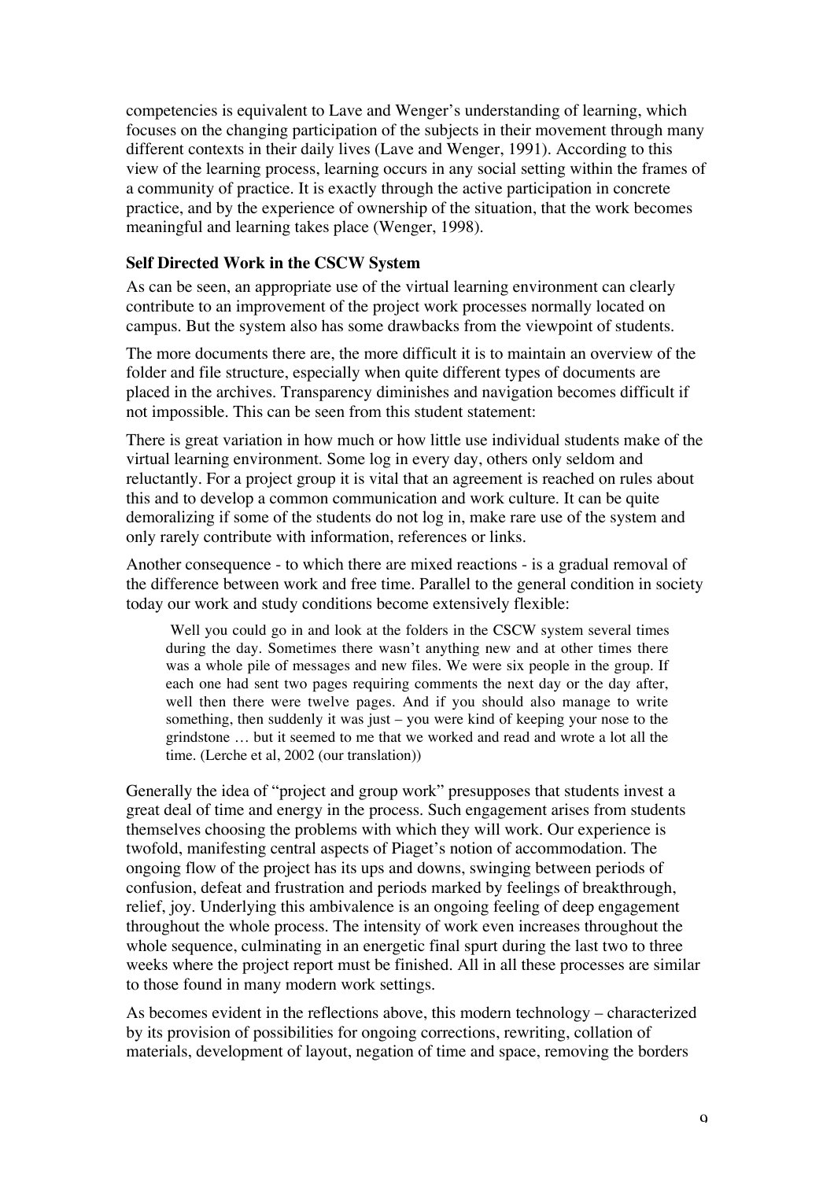competencies is equivalent to Lave and Wenger's understanding of learning, which focuses on the changing participation of the subjects in their movement through many different contexts in their daily lives (Lave and Wenger, 1991). According to this view of the learning process, learning occurs in any social setting within the frames of a community of practice. It is exactly through the active participation in concrete practice, and by the experience of ownership of the situation, that the work becomes meaningful and learning takes place (Wenger, 1998).

### Self Directed Work in the CSCW System

As can be seen, an appropriate use of the virtual learning environment can clearly contribute to an improvement of the project work processes normally located on campus. But the system also has some drawbacks from the viewpoint of students.

The more documents there are, the more difficult it is to maintain an overview of the folder and file structure, especially when quite different types of documents are placed in the archives. Transparency diminishes and navigation becomes difficult if not impossible. This can be seen from this student statement:

There is great variation in how much or how little use individual students make of the virtual learning environment. Some log in every day, others only seldom and reluctantly. For a project group it is vital that an agreement is reached on rules about this and to develop a common communication and work culture. It can be quite demoralizing if some of the students do not log in, make rare use of the system and only rarely contribute with information, references or links.

Another consequence - to which there are mixed reactions - is a gradual removal of the difference between work and free time. Parallel to the general condition in society today our work and study conditions become extensively flexible:

> Well you could go in and look at the folders in the CSCW system several times during the day. Sometimes there wasn't anything new and at other times there was a whole pile of messages and new files. We were six people in the group. If each one had sent two pages requiring comments the next day or the day after, well then there were twelve pages. And if you should also manage to write something, then suddenly it was just – you were kind of keeping your nose to the grindstone … but it seemed to me that we worked and read and wrote a lot all the time. (Lerche et al, 2002 (our translation))

Generally the idea of "project and group work" presupposes that students invest a great deal of time and energy in the process. Such engagement arises from students themselves choosing the problems with which they will work. Our experience is twofold, manifesting central aspects of Piaget's notion of accommodation. The ongoing flow of the project has its ups and downs, swinging between periods of confusion, defeat and frustration and periods marked by feelings of breakthrough, relief, joy. Underlying this ambivalence is an ongoing feeling of deep engagement throughout the whole process. The intensity of work even increases throughout the whole sequence, culminating in an energetic final spurt during the last two to three weeks where the project report must be finished. All in all these processes are similar to those found in many modern work settings.

As becomes evident in the reflections above, this modern technology – characterized by its provision of possibilities for ongoing corrections, rewriting, collation of materials, development of layout, negation of time and space, removing the borders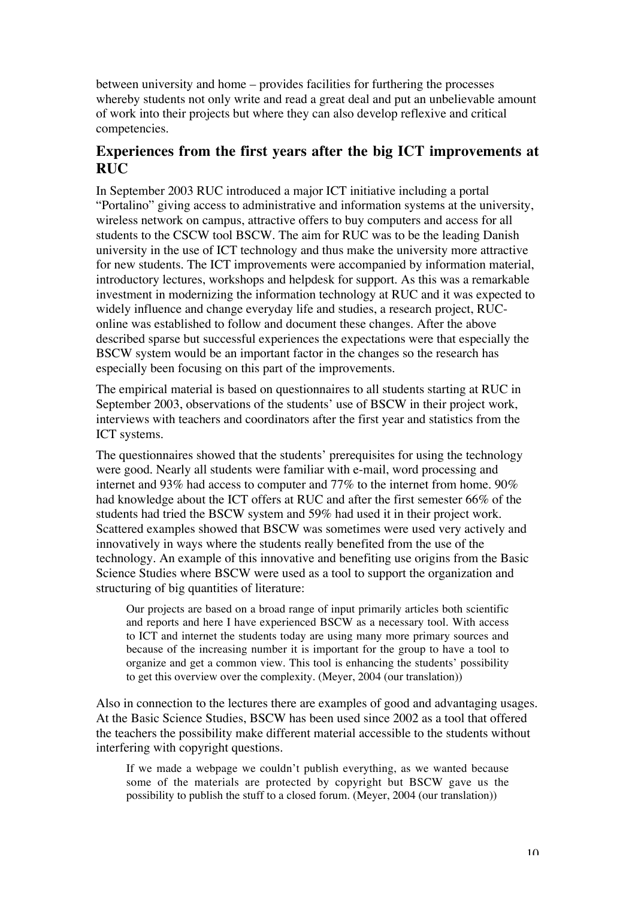between university and home – provides facilities for furthering the processes whereby students not only write and read a great deal and put an unbelievable amount of work into their projects but where they can also develop reflexive and critical competencies.

## Experiences from the first years after the big ICT improvements at RUC

In September 2003 RUC introduced a major ICT initiative including a portal "Portalino" giving access to administrative and information systems at the university, wireless network on campus, attractive offers to buy computers and access for all students to the CSCW tool BSCW. The aim for RUC was to be the leading Danish university in the use of ICT technology and thus make the university more attractive for new students. The ICT improvements were accompanied by information material, introductory lectures, workshops and helpdesk for support. As this was a remarkable investment in modernizing the information technology at RUC and it was expected to widely influence and change everyday life and studies, a research project, RUC-online was established to follow and document these changes. After the above described sparse but successful experiences the expectations were that especially the BSCW system would be an important factor in the changes so the research has especially been focusing on this part of the improvements.

The empirical material is based on questionnaires to all students starting at RUC in September 2003, observations of the students' use of BSCW in their project work, interviews with teachers and coordinators after the first year and statistics from the ICT systems.

The questionnaires showed that the students' prerequisites for using the technology were good. Nearly all students were familiar with e-mail, word processing and internet and 93% had access to computer and 77% to the internet from home. 90% had knowledge about the ICT offers at RUC and after the first semester 66% of the students had tried the BSCW system and 59% had used it in their project work. Scattered examples showed that BSCW was sometimes were used very actively and innovatively in ways where the students really benefited from the use of the technology. An example of this innovative and benefiting use origins from the Basic Science Studies where BSCW were used as a tool to support the organization and structuring of big quantities of literature:

> Our projects are based on a broad range of input primarily articles both scientific and reports and here I have experienced BSCW as a necessary tool. With access to ICT and internet the students today are using many more primary sources and because of the increasing number it is important for the group to have a tool to organize and get a common view. This tool is enhancing the students' possibility to get this overview over the complexity. (Meyer, 2004 (our translation))

Also in connection to the lectures there are examples of good and advantaging usages. At the Basic Science Studies, BSCW has been used since 2002 as a tool that offered the teachers the possibility make different material accessible to the students without interfering with copyright questions.

> If we made a webpage we couldn't publish everything, as we wanted because some of the materials are protected by copyright but BSCW gave us the possibility to publish the stuff to a closed forum. (Meyer, 2004 (our translation))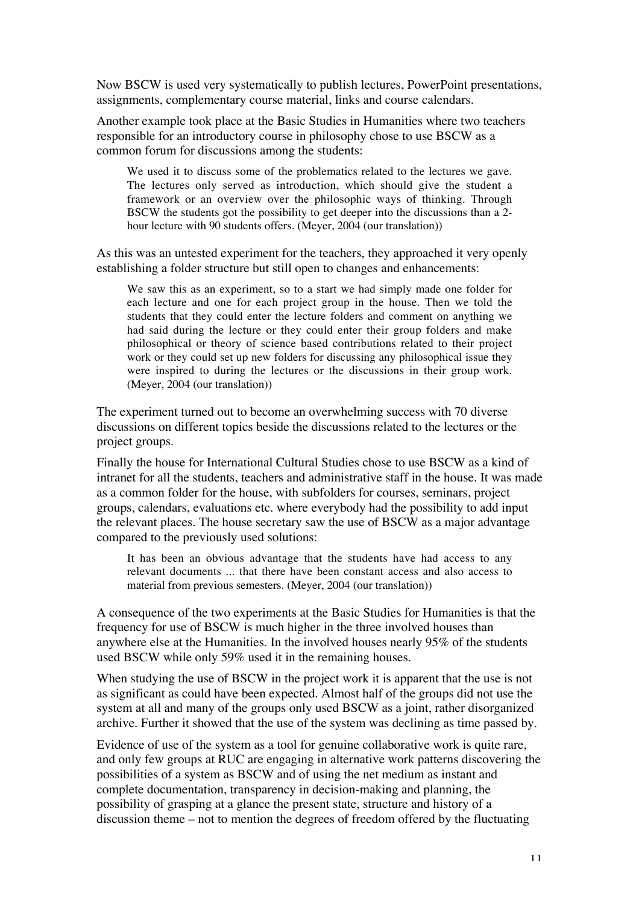Now BSCW is used very systematically to publish lectures, PowerPoint presentations, assignments, complementary course material, links and course calendars.

Another example took place at the Basic Studies in Humanities where two teachers responsible for an introductory course in philosophy chose to use BSCW as a common forum for discussions among the students:

> We used it to discuss some of the problematics related to the lectures we gave. The lectures only served as introduction, which should give the student a framework or an overview over the philosophic ways of thinking. Through BSCW the students got the possibility to get deeper into the discussions than a 2-hour lecture with 90 students offers. (Meyer, 2004 (our translation))

As this was an untested experiment for the teachers, they approached it very openly establishing a folder structure but still open to changes and enhancements:

> We saw this as an experiment, so to a start we had simply made one folder for each lecture and one for each project group in the house. Then we told the students that they could enter the lecture folders and comment on anything we had said during the lecture or they could enter their group folders and make philosophical or theory of science based contributions related to their project work or they could set up new folders for discussing any philosophical issue they were inspired to during the lectures or the discussions in their group work. (Meyer, 2004 (our translation))

The experiment turned out to become an overwhelming success with 70 diverse discussions on different topics beside the discussions related to the lectures or the project groups.

Finally the house for International Cultural Studies chose to use BSCW as a kind of intranet for all the students, teachers and administrative staff in the house. It was made as a common folder for the house, with subfolders for courses, seminars, project groups, calendars, evaluations etc. where everybody had the possibility to add input the relevant places. The house secretary saw the use of BSCW as a major advantage compared to the previously used solutions:

> It has been an obvious advantage that the students have had access to any relevant documents ... that there have been constant access and also access to material from previous semesters. (Meyer, 2004 (our translation))

A consequence of the two experiments at the Basic Studies for Humanities is that the frequency for use of BSCW is much higher in the three involved houses than anywhere else at the Humanities. In the involved houses nearly 95% of the students used BSCW while only 59% used it in the remaining houses.

When studying the use of BSCW in the project work it is apparent that the use is not as significant as could have been expected. Almost half of the groups did not use the system at all and many of the groups only used BSCW as a joint, rather disorganized archive. Further it showed that the use of the system was declining as time passed by.

Evidence of use of the system as a tool for genuine collaborative work is quite rare, and only few groups at RUC are engaging in alternative work patterns discovering the possibilities of a system as BSCW and of using the net medium as instant and complete documentation, transparency in decision-making and planning, the possibility of grasping at a glance the present state, structure and history of a discussion theme – not to mention the degrees of freedom offered by the fluctuating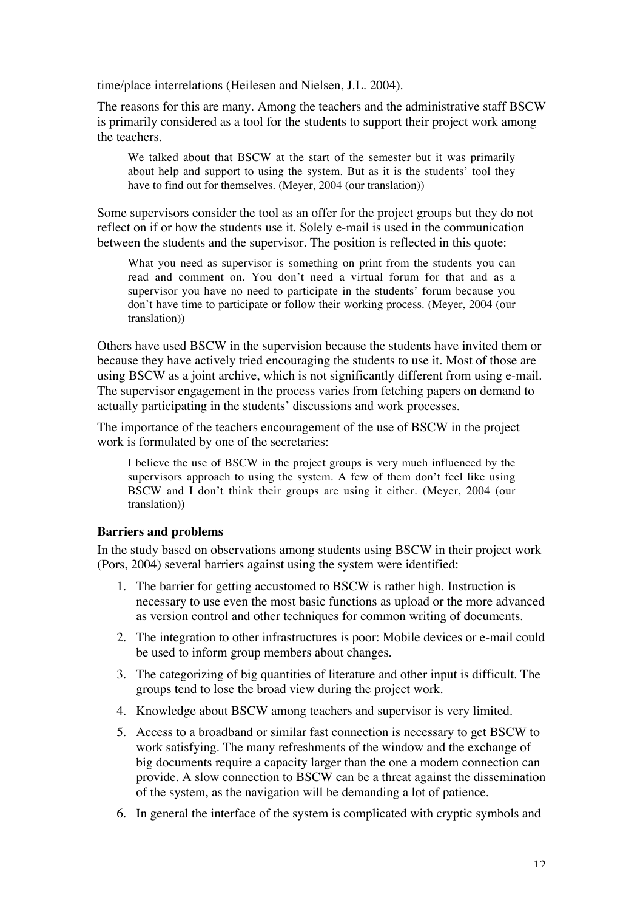time/place interrelations (Heilesen and Nielsen, J.L. 2004).

The reasons for this are many. Among the teachers and the administrative staff BSCW is primarily considered as a tool for the students to support their project work among the teachers.

> We talked about that BSCW at the start of the semester but it was primarily about help and support to using the system. But as it is the students' tool they have to find out for themselves. (Meyer, 2004 (our translation))

Some supervisors consider the tool as an offer for the project groups but they do not reflect on if or how the students use it. Solely e-mail is used in the communication between the students and the supervisor. The position is reflected in this quote:

> What you need as supervisor is something on print from the students you can read and comment on. You don't need a virtual forum for that and as a supervisor you have no need to participate in the students' forum because you don't have time to participate or follow their working process. (Meyer, 2004 (our translation))

Others have used BSCW in the supervision because the students have invited them or because they have actively tried encouraging the students to use it. Most of those are using BSCW as a joint archive, which is not significantly different from using e-mail. The supervisor engagement in the process varies from fetching papers on demand to actually participating in the students' discussions and work processes.

The importance of the teachers encouragement of the use of BSCW in the project work is formulated by one of the secretaries:

> I believe the use of BSCW in the project groups is very much influenced by the supervisors approach to using the system. A few of them don't feel like using BSCW and I don't think their groups are using it either. (Meyer, 2004 (our translation))

### Barriers and problems

In the study based on observations among students using BSCW in their project work (Pors, 2004) several barriers against using the system were identified:

1. The barrier for getting accustomed to BSCW is rather high. Instruction is necessary to use even the most basic functions as upload or the more advanced as version control and other techniques for common writing of documents.
2. The integration to other infrastructures is poor: Mobile devices or e-mail could be used to inform group members about changes.
3. The categorizing of big quantities of literature and other input is difficult. The groups tend to lose the broad view during the project work.
4. Knowledge about BSCW among teachers and supervisor is very limited.
5. Access to a broadband or similar fast connection is necessary to get BSCW to work satisfying. The many refreshments of the window and the exchange of big documents require a capacity larger than the one a modem connection can provide. A slow connection to BSCW can be a threat against the dissemination of the system, as the navigation will be demanding a lot of patience.
6. In general the interface of the system is complicated with cryptic symbols and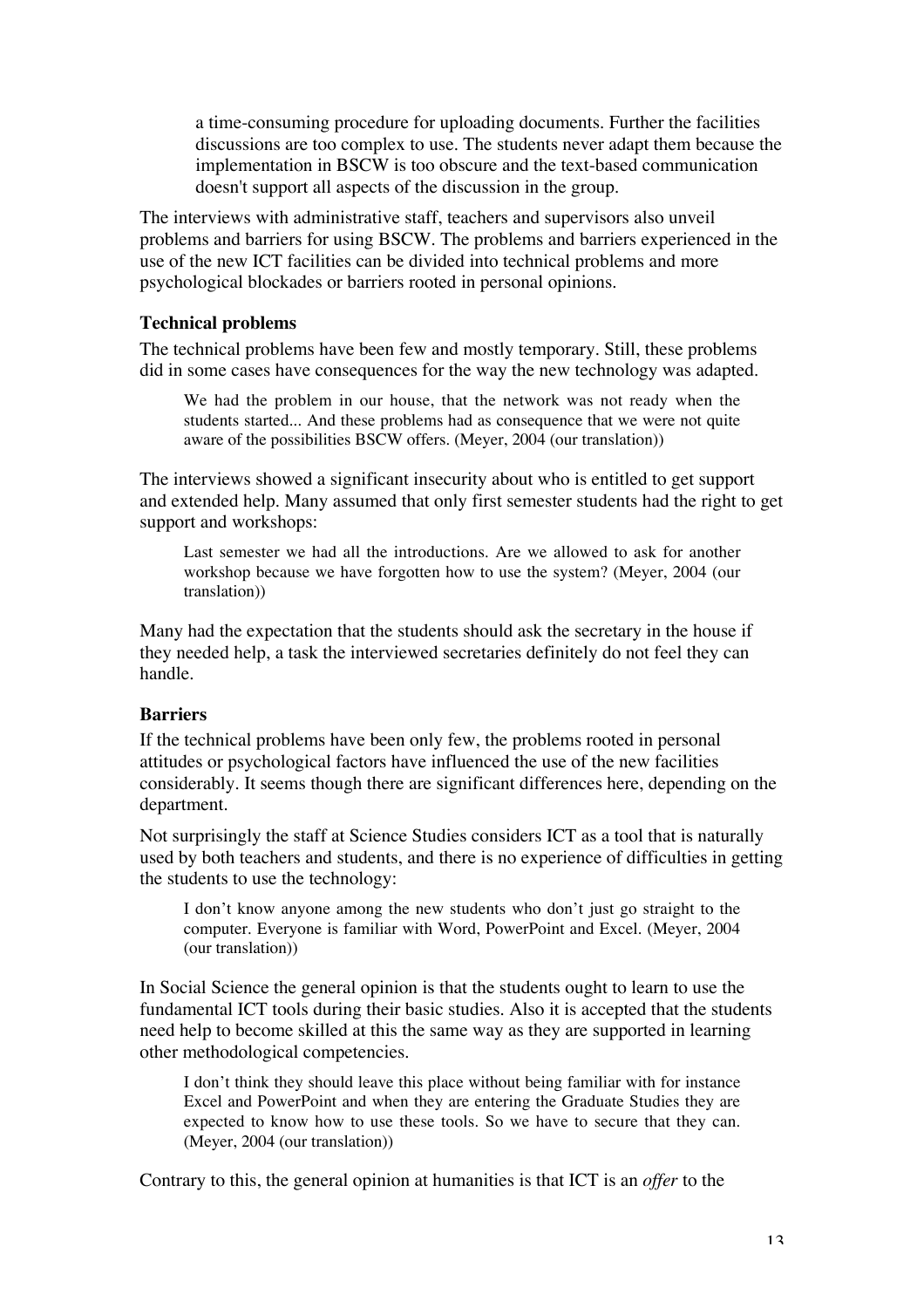> a time-consuming procedure for uploading documents. Further the facilities discussions are too complex to use. The students never adapt them because the implementation in BSCW is too obscure and the text-based communication doesn't support all aspects of the discussion in the group.

The interviews with administrative staff, teachers and supervisors also unveil problems and barriers for using BSCW. The problems and barriers experienced in the use of the new ICT facilities can be divided into technical problems and more psychological blockades or barriers rooted in personal opinions.

### Technical problems

The technical problems have been few and mostly temporary. Still, these problems did in some cases have consequences for the way the new technology was adapted.

> We had the problem in our house, that the network was not ready when the students started... And these problems had as consequence that we were not quite aware of the possibilities BSCW offers. (Meyer, 2004 (our translation))

The interviews showed a significant insecurity about who is entitled to get support and extended help. Many assumed that only first semester students had the right to get support and workshops:

> Last semester we had all the introductions. Are we allowed to ask for another workshop because we have forgotten how to use the system? (Meyer, 2004 (our translation))

Many had the expectation that the students should ask the secretary in the house if they needed help, a task the interviewed secretaries definitely do not feel they can handle.

### Barriers

If the technical problems have been only few, the problems rooted in personal attitudes or psychological factors have influenced the use of the new facilities considerably. It seems though there are significant differences here, depending on the department.

Not surprisingly the staff at Science Studies considers ICT as a tool that is naturally used by both teachers and students, and there is no experience of difficulties in getting the students to use the technology:

> I don't know anyone among the new students who don't just go straight to the computer. Everyone is familiar with Word, PowerPoint and Excel. (Meyer, 2004 (our translation))

In Social Science the general opinion is that the students ought to learn to use the fundamental ICT tools during their basic studies. Also it is accepted that the students need help to become skilled at this the same way as they are supported in learning other methodological competencies.

> I don't think they should leave this place without being familiar with for instance Excel and PowerPoint and when they are entering the Graduate Studies they are expected to know how to use these tools. So we have to secure that they can. (Meyer, 2004 (our translation))

Contrary to this, the general opinion at humanities is that ICT is an *offer* to the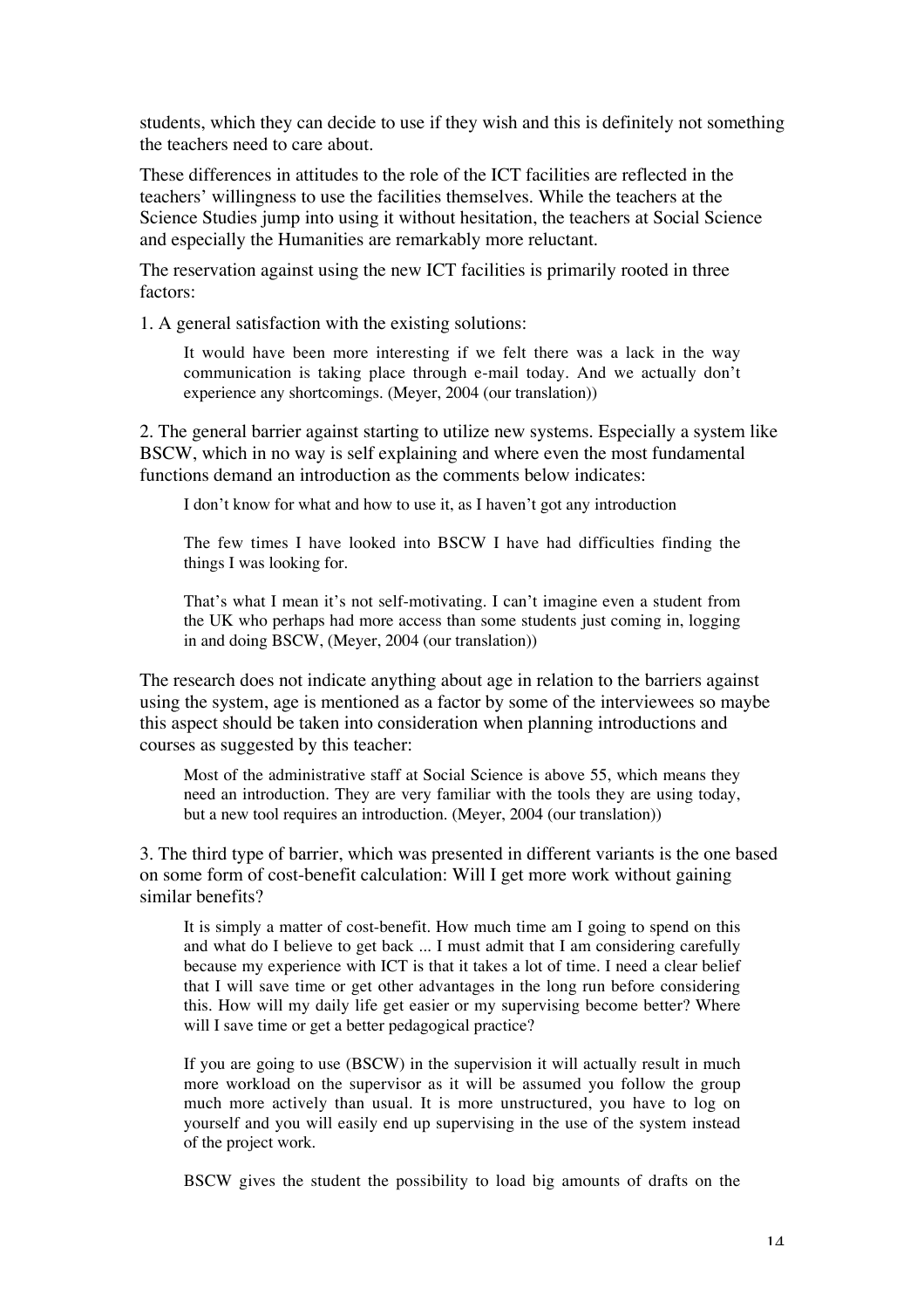students, which they can decide to use if they wish and this is definitely not something the teachers need to care about.

These differences in attitudes to the role of the ICT facilities are reflected in the teachers' willingness to use the facilities themselves. While the teachers at the Science Studies jump into using it without hesitation, the teachers at Social Science and especially the Humanities are remarkably more reluctant.

The reservation against using the new ICT facilities is primarily rooted in three factors:

1. A general satisfaction with the existing solutions:

> It would have been more interesting if we felt there was a lack in the way communication is taking place through e-mail today. And we actually don't experience any shortcomings. (Meyer, 2004 (our translation))

2. The general barrier against starting to utilize new systems. Especially a system like BSCW, which in no way is self explaining and where even the most fundamental functions demand an introduction as the comments below indicates:

> I don't know for what and how to use it, as I haven't got any introduction

> The few times I have looked into BSCW I have had difficulties finding the things I was looking for.

> That's what I mean it's not self-motivating. I can't imagine even a student from the UK who perhaps had more access than some students just coming in, logging in and doing BSCW, (Meyer, 2004 (our translation))

The research does not indicate anything about age in relation to the barriers against using the system, age is mentioned as a factor by some of the interviewees so maybe this aspect should be taken into consideration when planning introductions and courses as suggested by this teacher:

> Most of the administrative staff at Social Science is above 55, which means they need an introduction. They are very familiar with the tools they are using today, but a new tool requires an introduction. (Meyer, 2004 (our translation))

3. The third type of barrier, which was presented in different variants is the one based on some form of cost-benefit calculation: Will I get more work without gaining similar benefits?

> It is simply a matter of cost-benefit. How much time am I going to spend on this and what do I believe to get back ... I must admit that I am considering carefully because my experience with ICT is that it takes a lot of time. I need a clear belief that I will save time or get other advantages in the long run before considering this. How will my daily life get easier or my supervising become better? Where will I save time or get a better pedagogical practice?

> If you are going to use (BSCW) in the supervision it will actually result in much more workload on the supervisor as it will be assumed you follow the group much more actively than usual. It is more unstructured, you have to log on yourself and you will easily end up supervising in the use of the system instead of the project work.

> BSCW gives the student the possibility to load big amounts of drafts on the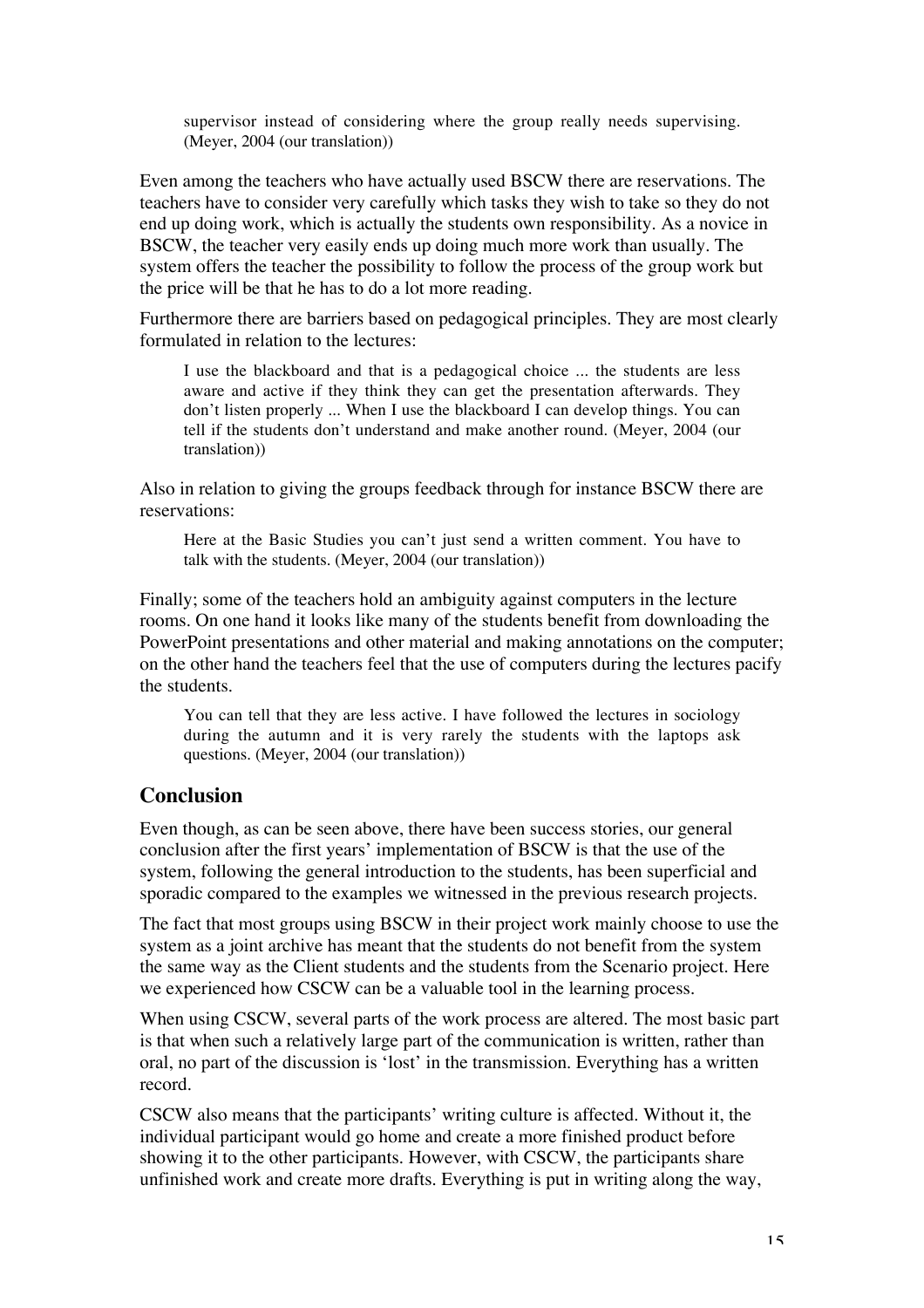> supervisor instead of considering where the group really needs supervising. (Meyer, 2004 (our translation))

Even among the teachers who have actually used BSCW there are reservations. The teachers have to consider very carefully which tasks they wish to take so they do not end up doing work, which is actually the students own responsibility. As a novice in BSCW, the teacher very easily ends up doing much more work than usually. The system offers the teacher the possibility to follow the process of the group work but the price will be that he has to do a lot more reading.

Furthermore there are barriers based on pedagogical principles. They are most clearly formulated in relation to the lectures:

> I use the blackboard and that is a pedagogical choice ... the students are less aware and active if they think they can get the presentation afterwards. They don't listen properly ... When I use the blackboard I can develop things. You can tell if the students don't understand and make another round. (Meyer, 2004 (our translation))

Also in relation to giving the groups feedback through for instance BSCW there are reservations:

> Here at the Basic Studies you can't just send a written comment. You have to talk with the students. (Meyer, 2004 (our translation))

Finally; some of the teachers hold an ambiguity against computers in the lecture rooms. On one hand it looks like many of the students benefit from downloading the PowerPoint presentations and other material and making annotations on the computer; on the other hand the teachers feel that the use of computers during the lectures pacify the students.

> You can tell that they are less active. I have followed the lectures in sociology during the autumn and it is very rarely the students with the laptops ask questions. (Meyer, 2004 (our translation))

## Conclusion

Even though, as can be seen above, there have been success stories, our general conclusion after the first years' implementation of BSCW is that the use of the system, following the general introduction to the students, has been superficial and sporadic compared to the examples we witnessed in the previous research projects.

The fact that most groups using BSCW in their project work mainly choose to use the system as a joint archive has meant that the students do not benefit from the system the same way as the Client students and the students from the Scenario project. Here we experienced how CSCW can be a valuable tool in the learning process.

When using CSCW, several parts of the work process are altered. The most basic part is that when such a relatively large part of the communication is written, rather than oral, no part of the discussion is 'lost' in the transmission. Everything has a written record.

CSCW also means that the participants' writing culture is affected. Without it, the individual participant would go home and create a more finished product before showing it to the other participants. However, with CSCW, the participants share unfinished work and create more drafts. Everything is put in writing along the way,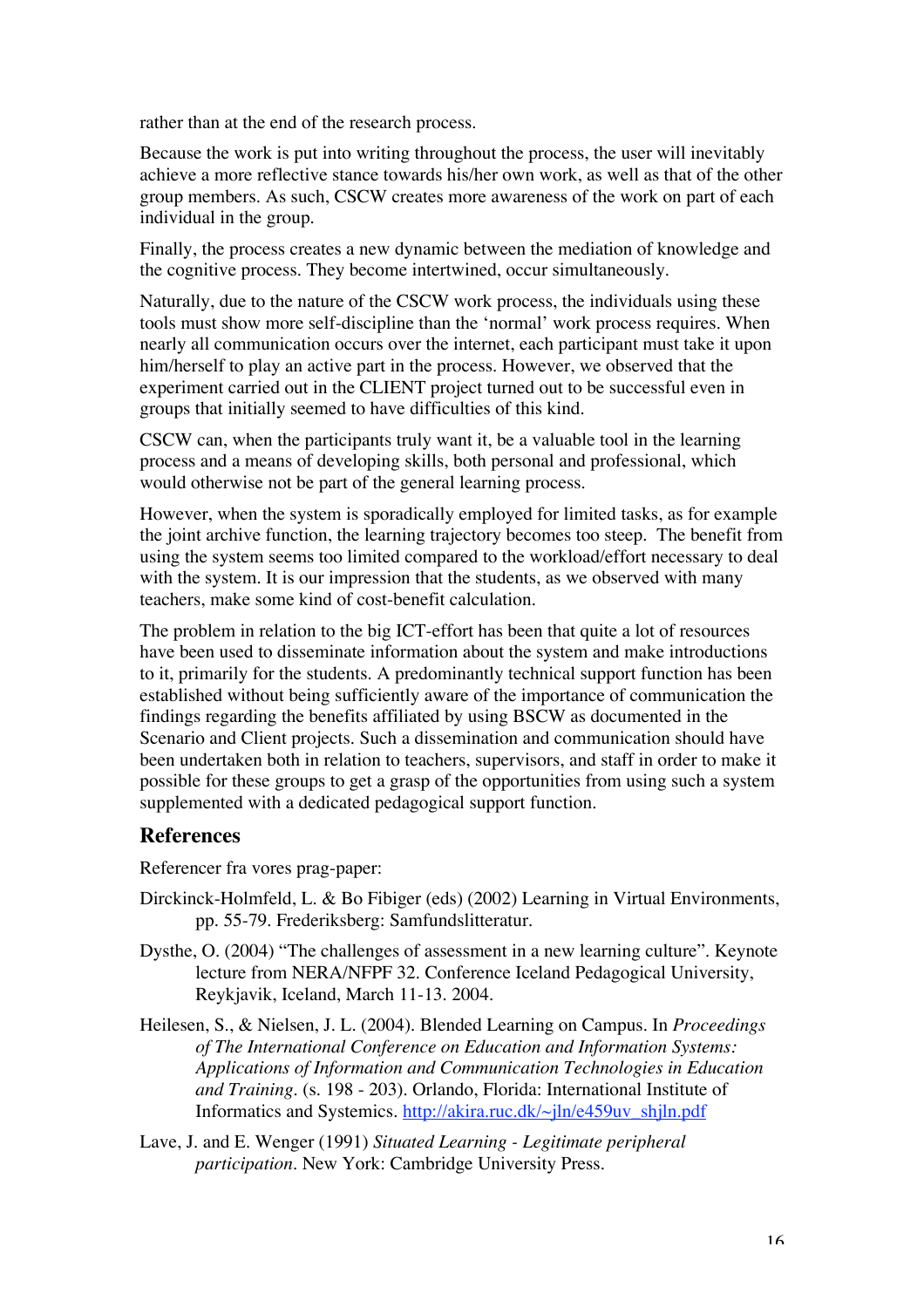rather than at the end of the research process.

Because the work is put into writing throughout the process, the user will inevitably achieve a more reflective stance towards his/her own work, as well as that of the other group members. As such, CSCW creates more awareness of the work on part of each individual in the group.

Finally, the process creates a new dynamic between the mediation of knowledge and the cognitive process. They become intertwined, occur simultaneously.

Naturally, due to the nature of the CSCW work process, the individuals using these tools must show more self-discipline than the 'normal' work process requires. When nearly all communication occurs over the internet, each participant must take it upon him/herself to play an active part in the process. However, we observed that the experiment carried out in the CLIENT project turned out to be successful even in groups that initially seemed to have difficulties of this kind.

CSCW can, when the participants truly want it, be a valuable tool in the learning process and a means of developing skills, both personal and professional, which would otherwise not be part of the general learning process.

However, when the system is sporadically employed for limited tasks, as for example the joint archive function, the learning trajectory becomes too steep. The benefit from using the system seems too limited compared to the workload/effort necessary to deal with the system. It is our impression that the students, as we observed with many teachers, make some kind of cost-benefit calculation.

The problem in relation to the big ICT-effort has been that quite a lot of resources have been used to disseminate information about the system and make introductions to it, primarily for the students. A predominantly technical support function has been established without being sufficiently aware of the importance of communication the findings regarding the benefits affiliated by using BSCW as documented in the Scenario and Client projects. Such a dissemination and communication should have been undertaken both in relation to teachers, supervisors, and staff in order to make it possible for these groups to get a grasp of the opportunities from using such a system supplemented with a dedicated pedagogical support function.

## References

Referencer fra vores prag-paper:

Dirckinck-Holmfeld, L. & Bo Fibiger (eds) (2002) Learning in Virtual Environments, pp. 55-79. Frederiksberg: Samfundslitteratur.

Dysthe, O. (2004) "The challenges of assessment in a new learning culture". Keynote lecture from NERA/NFPF 32. Conference Iceland Pedagogical University, Reykjavik, Iceland, March 11-13. 2004.

Heilesen, S., & Nielsen, J. L. (2004). Blended Learning on Campus. In *Proceedings of The International Conference on Education and Information Systems: Applications of Information and Communication Technologies in Education and Training*. (s. 198 - 203). Orlando, Florida: International Institute of Informatics and Systemics. http://akira.ruc.dk/~jln/e459uv_shjln.pdf

Lave, J. and E. Wenger (1991) *Situated Learning - Legitimate peripheral participation*. New York: Cambridge University Press.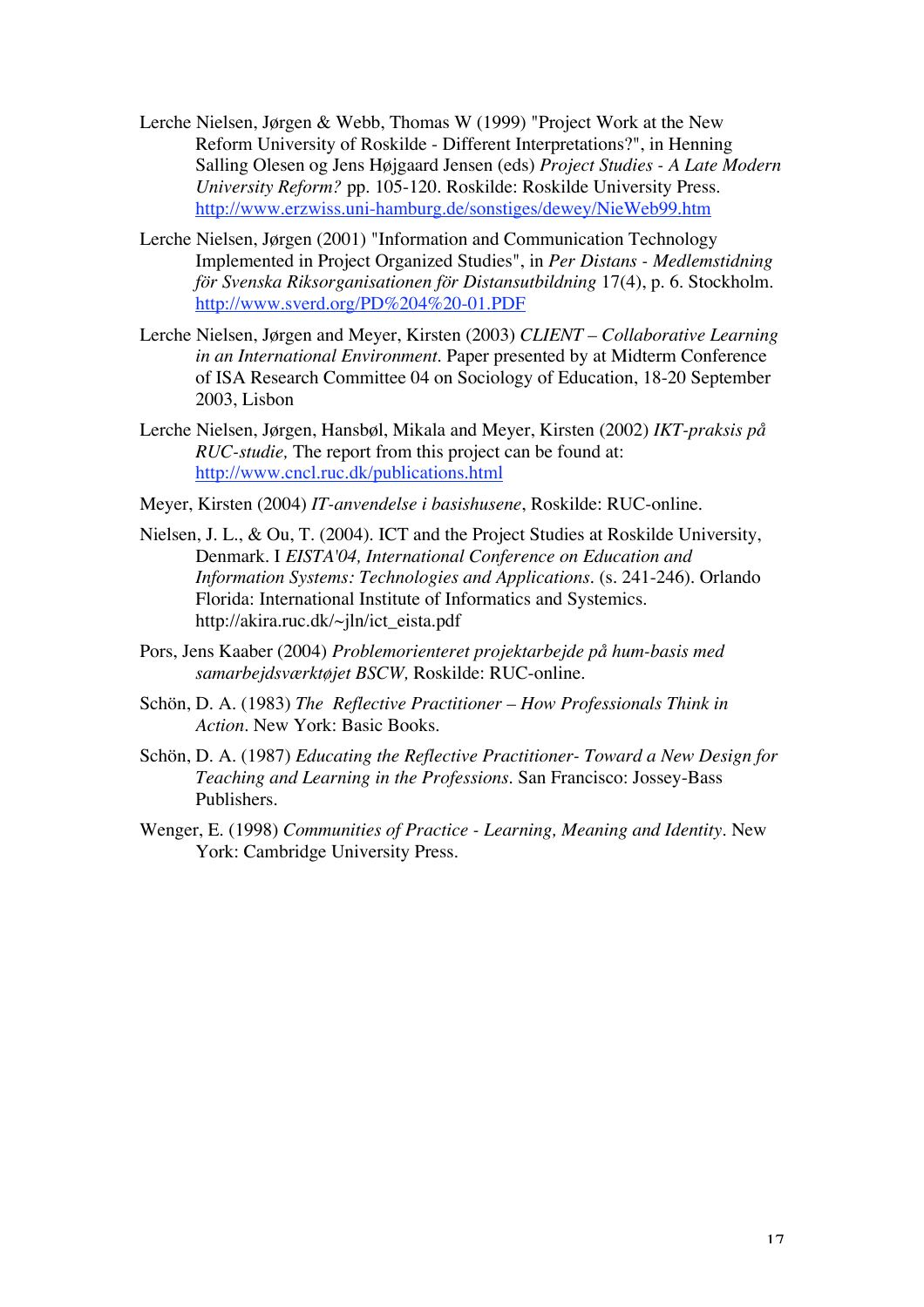Lerche Nielsen, Jørgen & Webb, Thomas W (1999) "Project Work at the New Reform University of Roskilde - Different Interpretations?", in Henning Salling Olesen og Jens Højgaard Jensen (eds) *Project Studies - A Late Modern University Reform?* pp. 105-120. Roskilde: Roskilde University Press. http://www.erzwiss.uni-hamburg.de/sonstiges/dewey/NieWeb99.htm

Lerche Nielsen, Jørgen (2001) "Information and Communication Technology Implemented in Project Organized Studies", in *Per Distans - Medlemstidning för Svenska Riksorganisationen för Distansutbildning* 17(4), p. 6. Stockholm. http://www.sverd.org/PD%204%20-01.PDF

Lerche Nielsen, Jørgen and Meyer, Kirsten (2003) *CLIENT – Collaborative Learning in an International Environment*. Paper presented by at Midterm Conference of ISA Research Committee 04 on Sociology of Education, 18-20 September 2003, Lisbon

Lerche Nielsen, Jørgen, Hansbøl, Mikala and Meyer, Kirsten (2002) *IKT-praksis på RUC-studie,* The report from this project can be found at: http://www.cncl.ruc.dk/publications.html

Meyer, Kirsten (2004) *IT-anvendelse i basishusene*, Roskilde: RUC-online.

Nielsen, J. L., & Ou, T. (2004). ICT and the Project Studies at Roskilde University, Denmark. I *EISTA'04, International Conference on Education and Information Systems: Technologies and Applications*. (s. 241-246). Orlando Florida: International Institute of Informatics and Systemics. http://akira.ruc.dk/~jln/ict_eista.pdf

Pors, Jens Kaaber (2004) *Problemorienteret projektarbejde på hum-basis med samarbejdsværktøjet BSCW,* Roskilde: RUC-online.

Schön, D. A. (1983) *The  Reflective Practitioner – How Professionals Think in Action*. New York: Basic Books.

Schön, D. A. (1987) *Educating the Reflective Practitioner- Toward a New Design for Teaching and Learning in the Professions*. San Francisco: Jossey-Bass Publishers.

Wenger, E. (1998) *Communities of Practice - Learning, Meaning and Identity*. New York: Cambridge University Press.